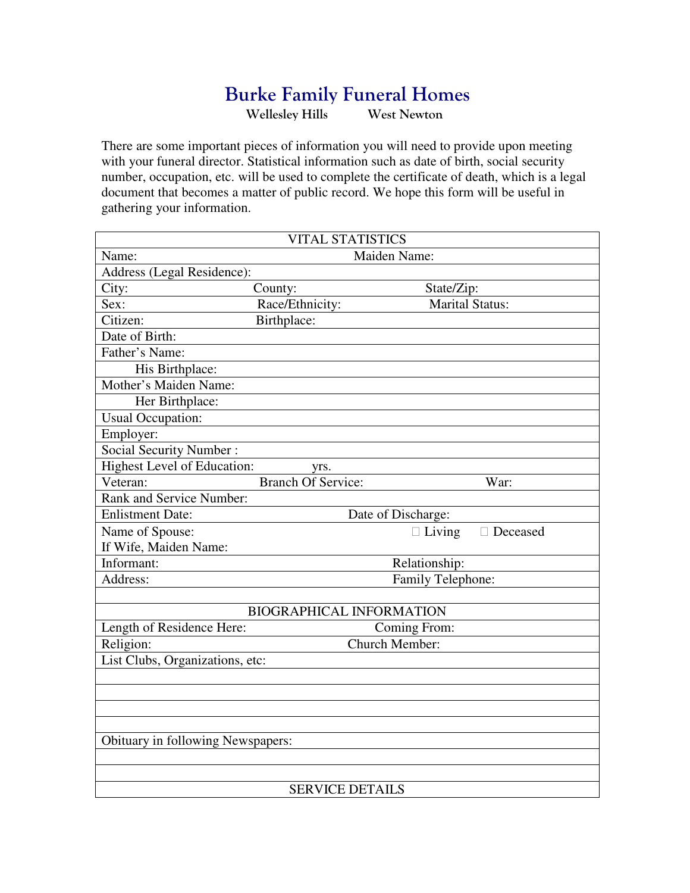# Burke Family Funeral Homes

**Wellesley Hills    West Newton**

There are some important pieces of information you will need to provide upon meeting with your funeral director. Statistical information such as date of birth, social security number, occupation, etc. will be used to complete the certificate of death, which is a legal document that becomes a matter of public record. We hope this form will be useful in gathering your information.

| VITAL STATISTICS | | |
|---|---|---|
| Name: | Maiden Name: | |
| Address (Legal Residence): | | |
| City: | County: | State/Zip: |
| Sex: | Race/Ethnicity: | Marital Status: |
| Citizen: | Birthplace: | |
| Date of Birth: | | |
| Father's Name: | | |
| His Birthplace: | | |
| Mother's Maiden Name: | | |
| Her Birthplace: | | |
| Usual Occupation: | | |
| Employer: | | |
| Social Security Number : | | |
| Highest Level of Education: yrs. | | |
| Veteran: | Branch Of Service: | War: |
| Rank and Service Number: | | |
| Enlistment Date: | Date of Discharge: | |
| Name of Spouse:<br>If Wife, Maiden Name: | | ☐ Living ☐ Deceased |
| Informant: | Relationship: | |
| Address: | Family Telephone: | |
| | | |
| BIOGRAPHICAL INFORMATION | | |
| Length of Residence Here: | Coming From: | |
| Religion: | Church Member: | |
| List Clubs, Organizations, etc: | | |
| | | |
| | | |
| | | |
| | | |
| Obituary in following Newspapers: | | |
| | | |
| | | |
| SERVICE DETAILS | | |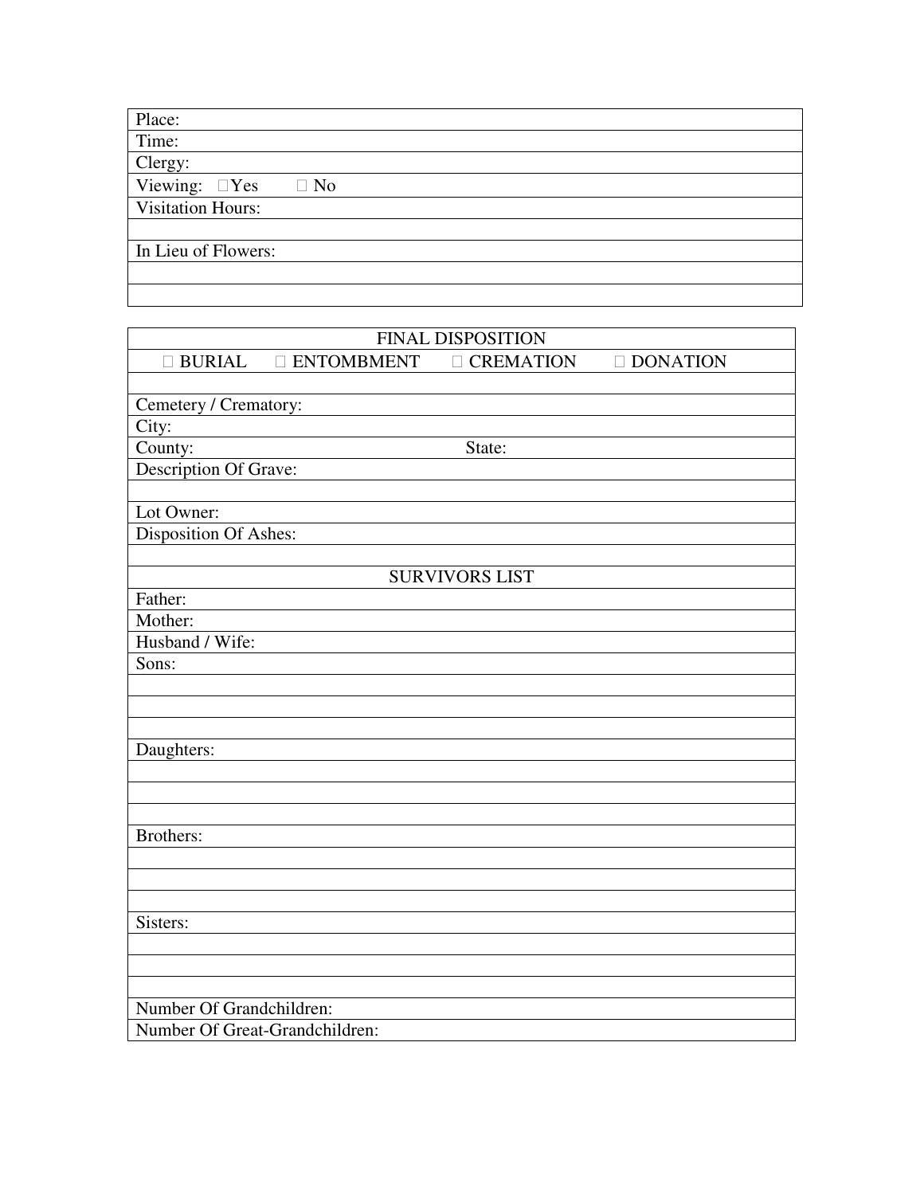| |
|---|
| Place: |
| Time: |
| Clergy: |
| Viewing: ☐ Yes ☐ No |
| Visitation Hours: |
| |
| In Lieu of Flowers: |
| |
| |

| FINAL DISPOSITION | |
|---|---|
| ☐ BURIAL ☐ ENTOMBMENT ☐ CREMATION ☐ DONATION | |
| | |
| Cemetery / Crematory: | |
| City: | |
| County: | State: |
| Description Of Grave: | |
| | |
| Lot Owner: | |
| Disposition Of Ashes: | |
| | |
| SURVIVORS LIST | |
| Father: | |
| Mother: | |
| Husband / Wife: | |
| Sons: | |
| | |
| | |
| | |
| Daughters: | |
| | |
| | |
| | |
| Brothers: | |
| | |
| | |
| | |
| Sisters: | |
| | |
| | |
| | |
| Number Of Grandchildren: | |
| Number Of Great-Grandchildren: | |